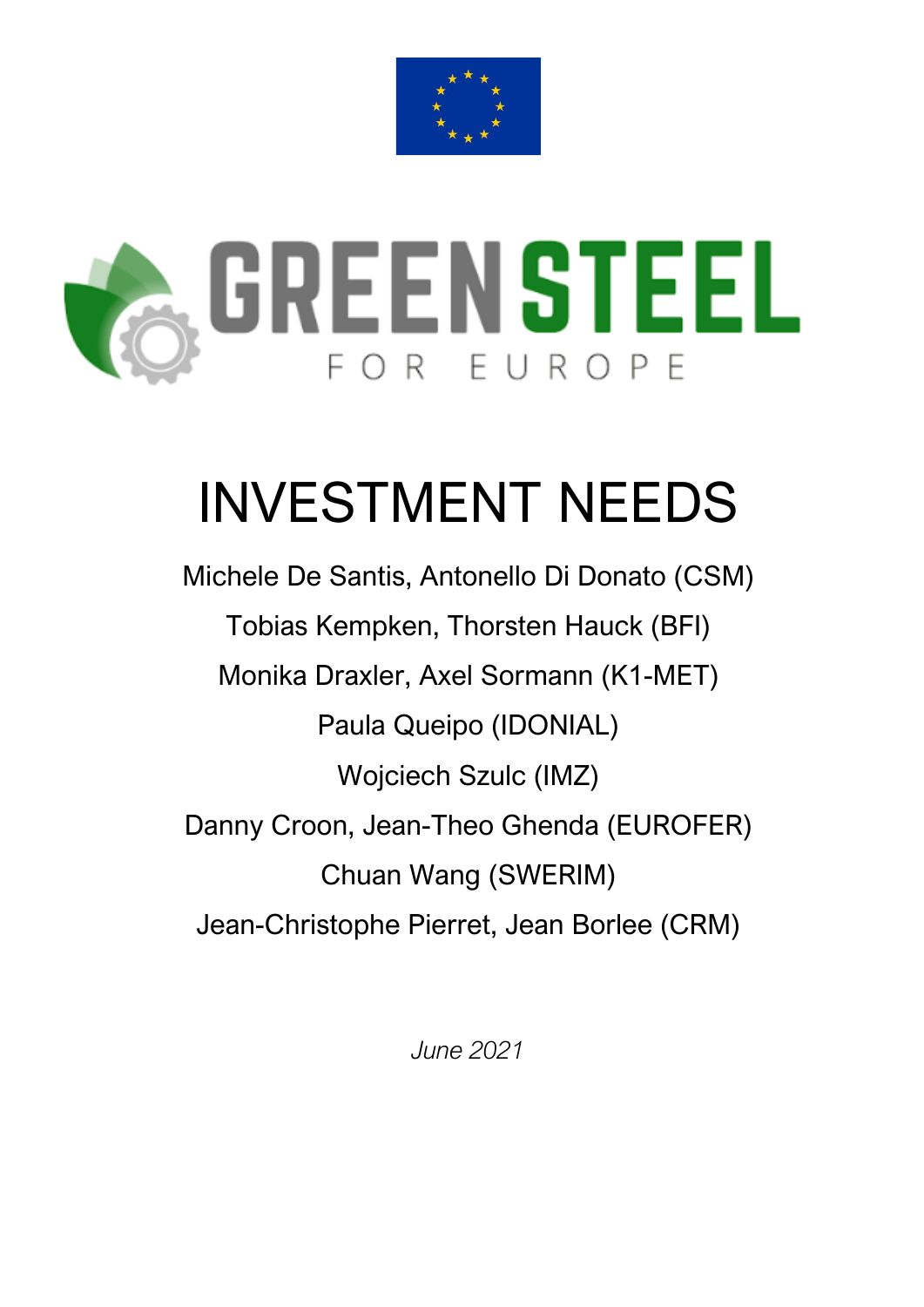GREEN STEEL

FOR EUROPE

# INVESTMENT NEEDS

Michele De Santis, Antonello Di Donato (CSM)

Tobias Kempken, Thorsten Hauck (BFI)

Monika Draxler, Axel Sormann (K1-MET)

Paula Queipo (IDONIAL)

Wojciech Szulc (IMZ)

Danny Croon, Jean-Theo Ghenda (EUROFER)

Chuan Wang (SWERIM)

Jean-Christophe Pierret, Jean Borlee (CRM)

*June 2021*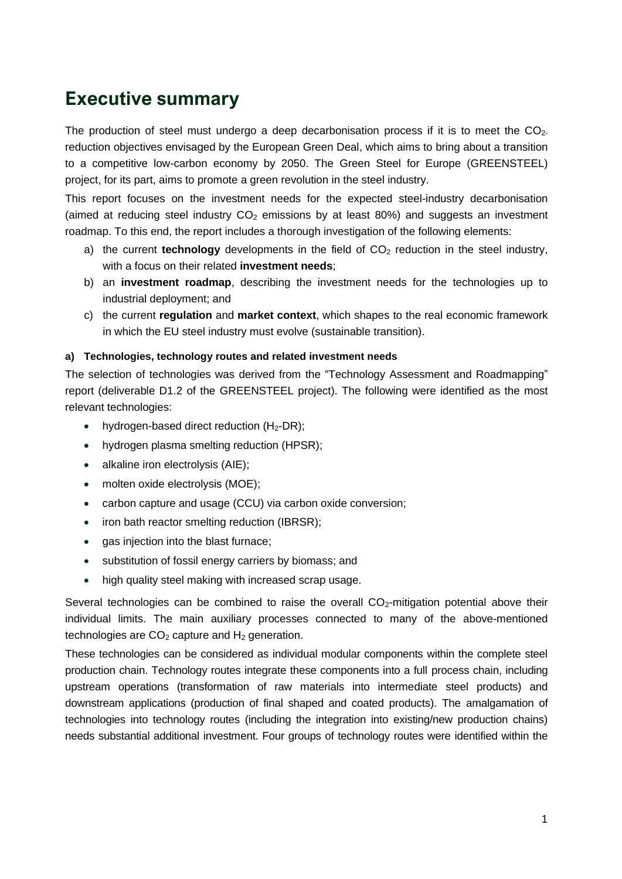# Executive summary

The production of steel must undergo a deep decarbonisation process if it is to meet the $CO_2$-reduction objectives envisaged by the European Green Deal, which aims to bring about a transition to a competitive low-carbon economy by 2050. The Green Steel for Europe (GREENSTEEL) project, for its part, aims to promote a green revolution in the steel industry.

This report focuses on the investment needs for the expected steel-industry decarbonisation (aimed at reducing steel industry $CO_2$ emissions by at least 80%) and suggests an investment roadmap. To this end, the report includes a thorough investigation of the following elements:

a) the current **technology** developments in the field of $CO_2$ reduction in the steel industry, with a focus on their related **investment needs**;
b) an **investment roadmap**, describing the investment needs for the technologies up to industrial deployment; and
c) the current **regulation** and **market context**, which shapes to the real economic framework in which the EU steel industry must evolve (sustainable transition).

#### a) Technologies, technology routes and related investment needs

The selection of technologies was derived from the "Technology Assessment and Roadmapping" report (deliverable D1.2 of the GREENSTEEL project). The following were identified as the most relevant technologies:

- hydrogen-based direct reduction ($H_2$-DR);
- hydrogen plasma smelting reduction (HPSR);
- alkaline iron electrolysis (AIE);
- molten oxide electrolysis (MOE);
- carbon capture and usage (CCU) via carbon oxide conversion;
- iron bath reactor smelting reduction (IBRSR);
- gas injection into the blast furnace;
- substitution of fossil energy carriers by biomass; and
- high quality steel making with increased scrap usage.

Several technologies can be combined to raise the overall $CO_2$-mitigation potential above their individual limits. The main auxiliary processes connected to many of the above-mentioned technologies are $CO_2$ capture and $H_2$ generation.

These technologies can be considered as individual modular components within the complete steel production chain. Technology routes integrate these components into a full process chain, including upstream operations (transformation of raw materials into intermediate steel products) and downstream applications (production of final shaped and coated products). The amalgamation of technologies into technology routes (including the integration into existing/new production chains) needs substantial additional investment. Four groups of technology routes were identified within the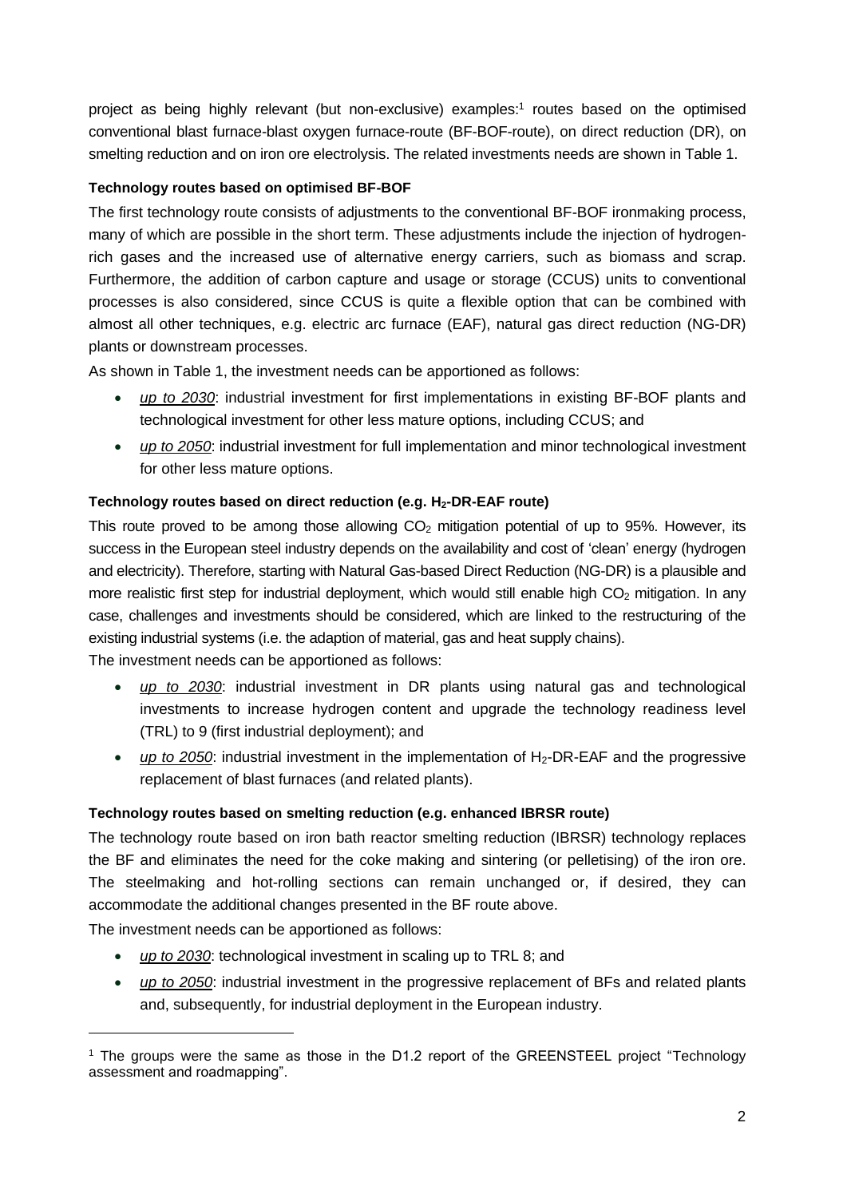project as being highly relevant (but non-exclusive) examples:[1] routes based on the optimised conventional blast furnace-blast oxygen furnace-route (BF-BOF-route), on direct reduction (DR), on smelting reduction and on iron ore electrolysis. The related investments needs are shown in Table 1.

**Technology routes based on optimised BF-BOF**

The first technology route consists of adjustments to the conventional BF-BOF ironmaking process, many of which are possible in the short term. These adjustments include the injection of hydrogen-rich gases and the increased use of alternative energy carriers, such as biomass and scrap. Furthermore, the addition of carbon capture and usage or storage (CCUS) units to conventional processes is also considered, since CCUS is quite a flexible option that can be combined with almost all other techniques, e.g. electric arc furnace (EAF), natural gas direct reduction (NG-DR) plants or downstream processes.

As shown in Table 1, the investment needs can be apportioned as follows:

- *up to 2030*: industrial investment for first implementations in existing BF-BOF plants and technological investment for other less mature options, including CCUS; and
- *up to 2050*: industrial investment for full implementation and minor technological investment for other less mature options.

**Technology routes based on direct reduction (e.g. $H_2$-DR-EAF route)**

This route proved to be among those allowing $CO_2$ mitigation potential of up to 95%. However, its success in the European steel industry depends on the availability and cost of 'clean' energy (hydrogen and electricity). Therefore, starting with Natural Gas-based Direct Reduction (NG-DR) is a plausible and more realistic first step for industrial deployment, which would still enable high $CO_2$ mitigation. In any case, challenges and investments should be considered, which are linked to the restructuring of the existing industrial systems (i.e. the adaption of material, gas and heat supply chains).

The investment needs can be apportioned as follows:

- *up to 2030*: industrial investment in DR plants using natural gas and technological investments to increase hydrogen content and upgrade the technology readiness level (TRL) to 9 (first industrial deployment); and
- *up to 2050*: industrial investment in the implementation of $H_2$-DR-EAF and the progressive replacement of blast furnaces (and related plants).

**Technology routes based on smelting reduction (e.g. enhanced IBRSR route)**

The technology route based on iron bath reactor smelting reduction (IBRSR) technology replaces the BF and eliminates the need for the coke making and sintering (or pelletising) of the iron ore. The steelmaking and hot-rolling sections can remain unchanged or, if desired, they can accommodate the additional changes presented in the BF route above.

The investment needs can be apportioned as follows:

- *up to 2030*: technological investment in scaling up to TRL 8; and
- *up to 2050*: industrial investment in the progressive replacement of BFs and related plants and, subsequently, for industrial deployment in the European industry.

[1] The groups were the same as those in the D1.2 report of the GREENSTEEL project "Technology assessment and roadmapping".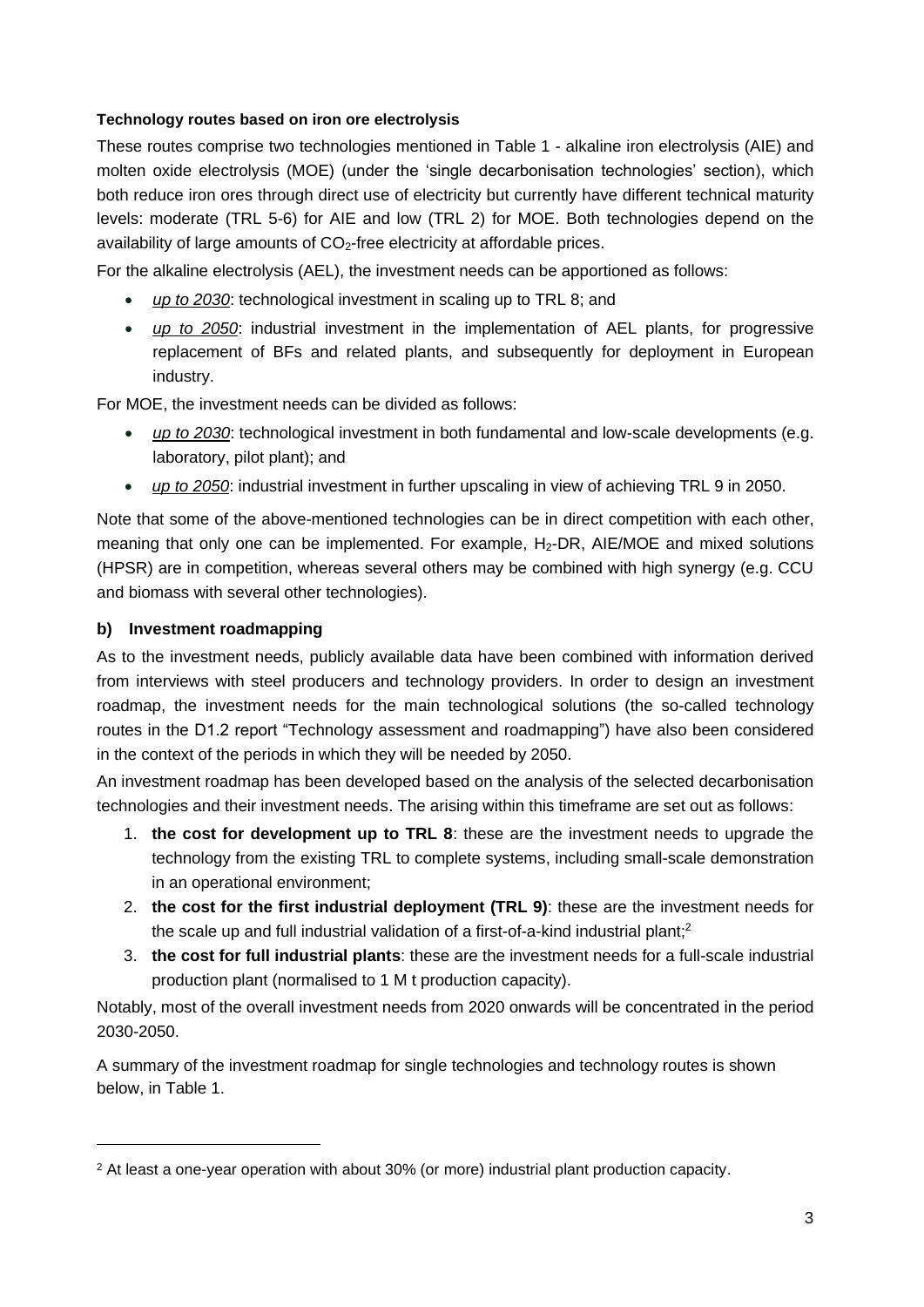**Technology routes based on iron ore electrolysis**

These routes comprise two technologies mentioned in Table 1 - alkaline iron electrolysis (AIE) and molten oxide electrolysis (MOE) (under the 'single decarbonisation technologies' section), which both reduce iron ores through direct use of electricity but currently have different technical maturity levels: moderate (TRL 5-6) for AIE and low (TRL 2) for MOE. Both technologies depend on the availability of large amounts of $CO_2$-free electricity at affordable prices.

For the alkaline electrolysis (AEL), the investment needs can be apportioned as follows:

- *up to 2030*: technological investment in scaling up to TRL 8; and
- *up to 2050*: industrial investment in the implementation of AEL plants, for progressive replacement of BFs and related plants, and subsequently for deployment in European industry.

For MOE, the investment needs can be divided as follows:

- *up to 2030*: technological investment in both fundamental and low-scale developments (e.g. laboratory, pilot plant); and
- *up to 2050*: industrial investment in further upscaling in view of achieving TRL 9 in 2050.

Note that some of the above-mentioned technologies can be in direct competition with each other, meaning that only one can be implemented. For example, $H_2$-DR, AIE/MOE and mixed solutions (HPSR) are in competition, whereas several others may be combined with high synergy (e.g. CCU and biomass with several other technologies).

### b) Investment roadmapping

As to the investment needs, publicly available data have been combined with information derived from interviews with steel producers and technology providers. In order to design an investment roadmap, the investment needs for the main technological solutions (the so-called technology routes in the D1.2 report "Technology assessment and roadmapping") have also been considered in the context of the periods in which they will be needed by 2050.

An investment roadmap has been developed based on the analysis of the selected decarbonisation technologies and their investment needs. The arising within this timeframe are set out as follows:

1. **the cost for development up to TRL 8**: these are the investment needs to upgrade the technology from the existing TRL to complete systems, including small-scale demonstration in an operational environment;
2. **the cost for the first industrial deployment (TRL 9)**: these are the investment needs for the scale up and full industrial validation of a first-of-a-kind industrial plant;[2]
3. **the cost for full industrial plants**: these are the investment needs for a full-scale industrial production plant (normalised to 1 M t production capacity).

Notably, most of the overall investment needs from 2020 onwards will be concentrated in the period 2030-2050.

A summary of the investment roadmap for single technologies and technology routes is shown below, in Table 1.

---

[2] At least a one-year operation with about 30% (or more) industrial plant production capacity.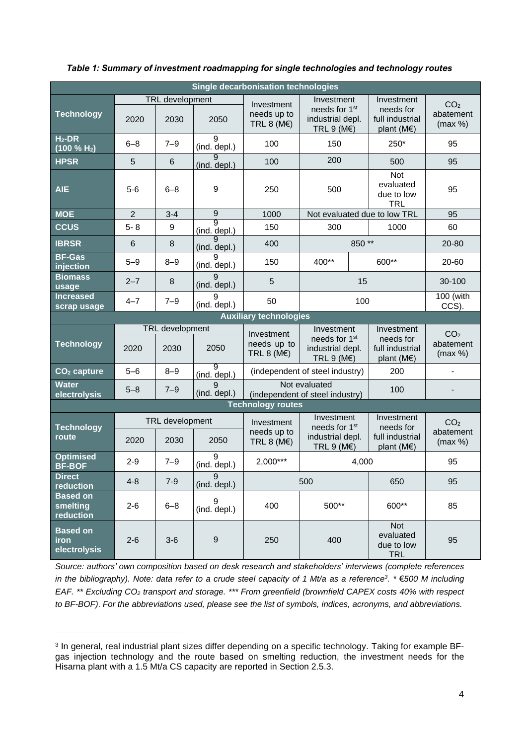*Table 1: Summary of investment roadmapping for single technologies and technology routes*

| Single decarbonisation technologies | | | | | | | |
|---|---|---|---|---|---|---|---|
| **Technology** | TRL development | | | Investment needs up to TRL 8 (M€) | Investment needs for 1st industrial depl. TRL 9 (M€) | Investment needs for full industrial plant (M€) | $CO_2$ abatement (max %) |
| | 2020 | 2030 | 2050 | | | | |
| **$H_2$-DR (100 % $H_2$)** | 6–8 | 7–9 | 9 (ind. depl.) | 100 | 150 | 250* | 95 |
| **HPSR** | 5 | 6 | 9 (ind. depl.) | 100 | 200 | 500 | 95 |
| **AIE** | 5-6 | 6–8 | 9 | 250 | 500 | Not evaluated due to low TRL | 95 |
| **MOE** | 2 | 3-4 | 9 | 1000 | Not evaluated due to low TRL | | 95 |
| **CCUS** | 5- 8 | 9 | 9 (ind. depl.) | 150 | 300 | 1000 | 60 |
| **IBRSR** | 6 | 8 | 9 (ind. depl.) | 400 | 850 ** | | 20-80 |
| **BF-Gas injection** | 5–9 | 8–9 | 9 (ind. depl.) | 150 | 400** | 600** | 20-60 |
| **Biomass usage** | 2–7 | 8 | 9 (ind. depl.) | 5 | 15 | | 30-100 |
| **Increased scrap usage** | 4–7 | 7–9 | 9 (ind. depl.) | 50 | 100 | | 100 (with CCS). |
| **Auxiliary technologies** | | | | | | | |
| **Technology** | TRL development | | | Investment needs up to TRL 8 (M€) | Investment needs for 1st industrial depl. TRL 9 (M€) | Investment needs for full industrial plant (M€) | $CO_2$ abatement (max %) |
| | 2020 | 2030 | 2050 | | | | |
| **$CO_2$ capture** | 5–6 | 8–9 | 9 (ind. depl.) | (independent of steel industry) | | 200 | - |
| **Water electrolysis** | 5–8 | 7–9 | 9 (ind. depl.) | Not evaluated (independent of steel industry) | | 100 | - |
| **Technology routes** | | | | | | | |
| **Technology route** | TRL development | | | Investment needs up to TRL 8 (M€) | Investment needs for 1st industrial depl. TRL 9 (M€) | Investment needs for full industrial plant (M€) | $CO_2$ abatement (max %) |
| | 2020 | 2030 | 2050 | | | | |
| **Optimised BF-BOF** | 2-9 | 7–9 | 9 (ind. depl.) | 2,000*** | 4,000 | | 95 |
| **Direct reduction** | 4-8 | 7-9 | 9 (ind. depl.) | 500 | | 650 | 95 |
| **Based on smelting reduction** | 2-6 | 6–8 | 9 (ind. depl.) | 400 | 500** | 600** | 85 |
| **Based on iron electrolysis** | 2-6 | 3-6 | 9 | 250 | 400 | Not evaluated due to low TRL | 95 |

*Source: authors' own composition based on desk research and stakeholders' interviews (complete references in the bibliography). Note: data refer to a crude steel capacity of 1 Mt/a as a reference[3]. * €500 M including EAF. ** Excluding $CO_2$ transport and storage. *** From greenfield (brownfield CAPEX costs 40% with respect to BF-BOF). For the abbreviations used, please see the list of symbols, indices, acronyms, and abbreviations.*

[3] In general, real industrial plant sizes differ depending on a specific technology. Taking for example BF-gas injection technology and the route based on smelting reduction, the investment needs for the Hisarna plant with a 1.5 Mt/a CS capacity are reported in Section 2.5.3.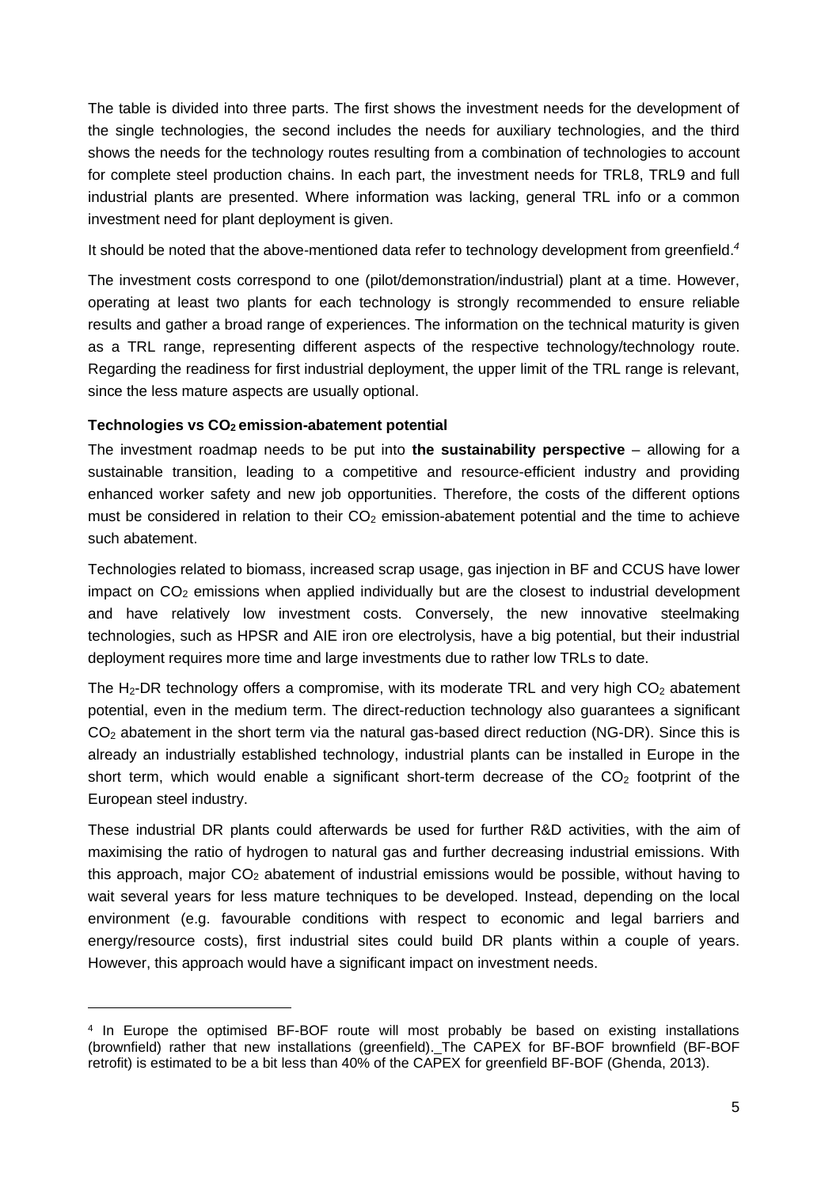The table is divided into three parts. The first shows the investment needs for the development of the single technologies, the second includes the needs for auxiliary technologies, and the third shows the needs for the technology routes resulting from a combination of technologies to account for complete steel production chains. In each part, the investment needs for TRL8, TRL9 and full industrial plants are presented. Where information was lacking, general TRL info or a common investment need for plant deployment is given.

It should be noted that the above-mentioned data refer to technology development from greenfield.[4]

The investment costs correspond to one (pilot/demonstration/industrial) plant at a time. However, operating at least two plants for each technology is strongly recommended to ensure reliable results and gather a broad range of experiences. The information on the technical maturity is given as a TRL range, representing different aspects of the respective technology/technology route. Regarding the readiness for first industrial deployment, the upper limit of the TRL range is relevant, since the less mature aspects are usually optional.

**Technologies vs $CO_2$ emission-abatement potential**

The investment roadmap needs to be put into **the sustainability perspective** – allowing for a sustainable transition, leading to a competitive and resource-efficient industry and providing enhanced worker safety and new job opportunities. Therefore, the costs of the different options must be considered in relation to their $CO_2$ emission-abatement potential and the time to achieve such abatement.

Technologies related to biomass, increased scrap usage, gas injection in BF and CCUS have lower impact on $CO_2$ emissions when applied individually but are the closest to industrial development and have relatively low investment costs. Conversely, the new innovative steelmaking technologies, such as HPSR and AIE iron ore electrolysis, have a big potential, but their industrial deployment requires more time and large investments due to rather low TRLs to date.

The $H_2$-DR technology offers a compromise, with its moderate TRL and very high $CO_2$ abatement potential, even in the medium term. The direct-reduction technology also guarantees a significant $CO_2$ abatement in the short term via the natural gas-based direct reduction (NG-DR). Since this is already an industrially established technology, industrial plants can be installed in Europe in the short term, which would enable a significant short-term decrease of the $CO_2$ footprint of the European steel industry.

These industrial DR plants could afterwards be used for further R&D activities, with the aim of maximising the ratio of hydrogen to natural gas and further decreasing industrial emissions. With this approach, major $CO_2$ abatement of industrial emissions would be possible, without having to wait several years for less mature techniques to be developed. Instead, depending on the local environment (e.g. favourable conditions with respect to economic and legal barriers and energy/resource costs), first industrial sites could build DR plants within a couple of years. However, this approach would have a significant impact on investment needs.

---

[4] In Europe the optimised BF-BOF route will most probably be based on existing installations (brownfield) rather that new installations (greenfield). The CAPEX for BF-BOF brownfield (BF-BOF retrofit) is estimated to be a bit less than 40% of the CAPEX for greenfield BF-BOF (Ghenda, 2013).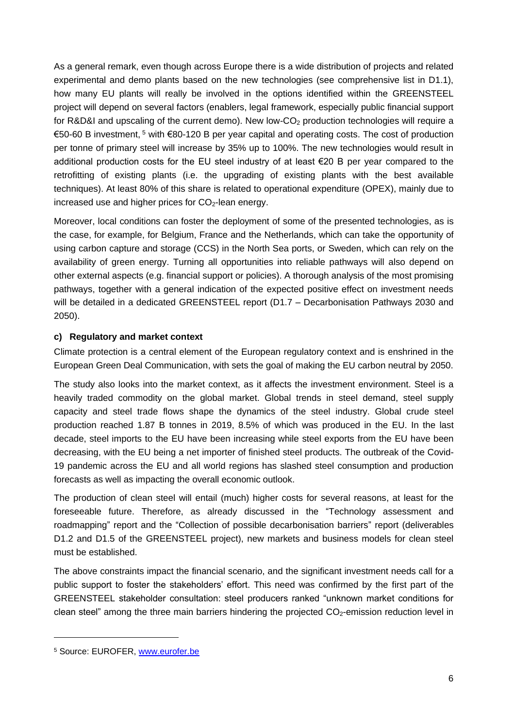As a general remark, even though across Europe there is a wide distribution of projects and related experimental and demo plants based on the new technologies (see comprehensive list in D1.1), how many EU plants will really be involved in the options identified within the GREENSTEEL project will depend on several factors (enablers, legal framework, especially public financial support for R&D&I and upscaling of the current demo). New low-$CO_2$ production technologies will require a €50-60 B investment,[5] with €80-120 B per year capital and operating costs. The cost of production per tonne of primary steel will increase by 35% up to 100%. The new technologies would result in additional production costs for the EU steel industry of at least €20 B per year compared to the retrofitting of existing plants (i.e. the upgrading of existing plants with the best available techniques). At least 80% of this share is related to operational expenditure (OPEX), mainly due to increased use and higher prices for $CO_2$-lean energy.

Moreover, local conditions can foster the deployment of some of the presented technologies, as is the case, for example, for Belgium, France and the Netherlands, which can take the opportunity of using carbon capture and storage (CCS) in the North Sea ports, or Sweden, which can rely on the availability of green energy. Turning all opportunities into reliable pathways will also depend on other external aspects (e.g. financial support or policies). A thorough analysis of the most promising pathways, together with a general indication of the expected positive effect on investment needs will be detailed in a dedicated GREENSTEEL report (D1.7 – Decarbonisation Pathways 2030 and 2050).

**c) Regulatory and market context**

Climate protection is a central element of the European regulatory context and is enshrined in the European Green Deal Communication, with sets the goal of making the EU carbon neutral by 2050.

The study also looks into the market context, as it affects the investment environment. Steel is a heavily traded commodity on the global market. Global trends in steel demand, steel supply capacity and steel trade flows shape the dynamics of the steel industry. Global crude steel production reached 1.87 B tonnes in 2019, 8.5% of which was produced in the EU. In the last decade, steel imports to the EU have been increasing while steel exports from the EU have been decreasing, with the EU being a net importer of finished steel products. The outbreak of the Covid-19 pandemic across the EU and all world regions has slashed steel consumption and production forecasts as well as impacting the overall economic outlook.

The production of clean steel will entail (much) higher costs for several reasons, at least for the foreseeable future. Therefore, as already discussed in the "Technology assessment and roadmapping" report and the "Collection of possible decarbonisation barriers" report (deliverables D1.2 and D1.5 of the GREENSTEEL project), new markets and business models for clean steel must be established.

The above constraints impact the financial scenario, and the significant investment needs call for a public support to foster the stakeholders' effort. This need was confirmed by the first part of the GREENSTEEL stakeholder consultation: steel producers ranked "unknown market conditions for clean steel" among the three main barriers hindering the projected $CO_2$-emission reduction level in

[5] Source: EUROFER, www.eurofer.be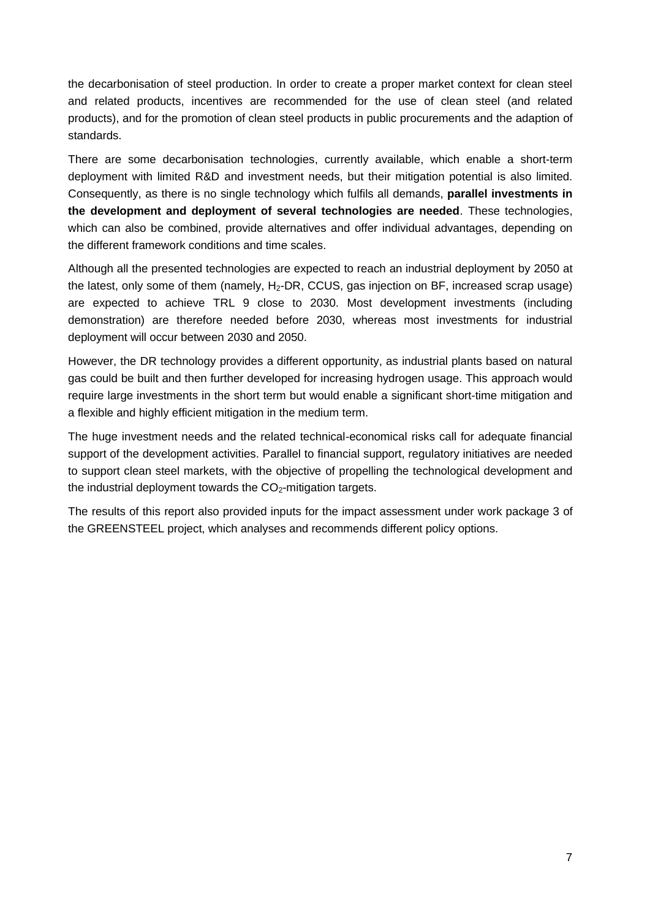the decarbonisation of steel production. In order to create a proper market context for clean steel and related products, incentives are recommended for the use of clean steel (and related products), and for the promotion of clean steel products in public procurements and the adaption of standards.

There are some decarbonisation technologies, currently available, which enable a short-term deployment with limited R&D and investment needs, but their mitigation potential is also limited. Consequently, as there is no single technology which fulfils all demands, **parallel investments in the development and deployment of several technologies are needed**. These technologies, which can also be combined, provide alternatives and offer individual advantages, depending on the different framework conditions and time scales.

Although all the presented technologies are expected to reach an industrial deployment by 2050 at the latest, only some of them (namely, $H_2$-DR, CCUS, gas injection on BF, increased scrap usage) are expected to achieve TRL 9 close to 2030. Most development investments (including demonstration) are therefore needed before 2030, whereas most investments for industrial deployment will occur between 2030 and 2050.

However, the DR technology provides a different opportunity, as industrial plants based on natural gas could be built and then further developed for increasing hydrogen usage. This approach would require large investments in the short term but would enable a significant short-time mitigation and a flexible and highly efficient mitigation in the medium term.

The huge investment needs and the related technical-economical risks call for adequate financial support of the development activities. Parallel to financial support, regulatory initiatives are needed to support clean steel markets, with the objective of propelling the technological development and the industrial deployment towards the $CO_2$-mitigation targets.

The results of this report also provided inputs for the impact assessment under work package 3 of the GREENSTEEL project, which analyses and recommends different policy options.